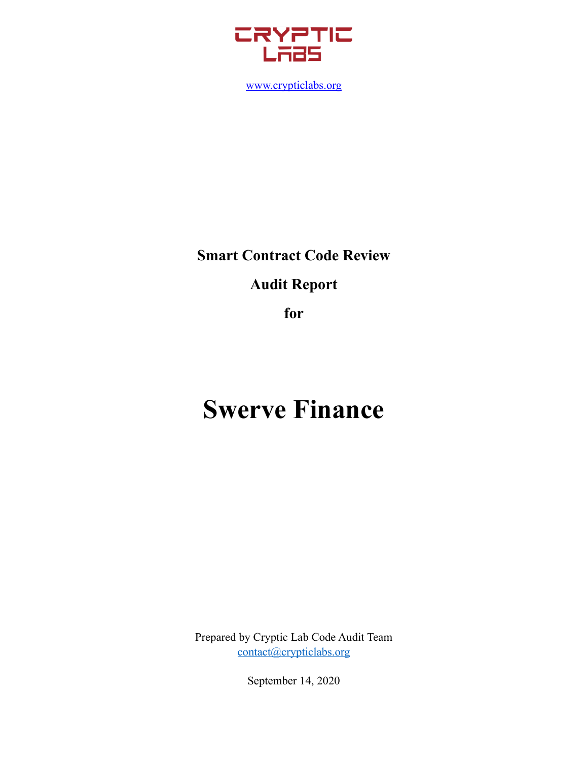# CRYPTIC LABS

www.crypticlabs.org

**Smart Contract Code Review**

**Audit Report**

**for**

# Swerve Finance

Prepared by Cryptic Lab Code Audit Team
contact@crypticlabs.org

September 14, 2020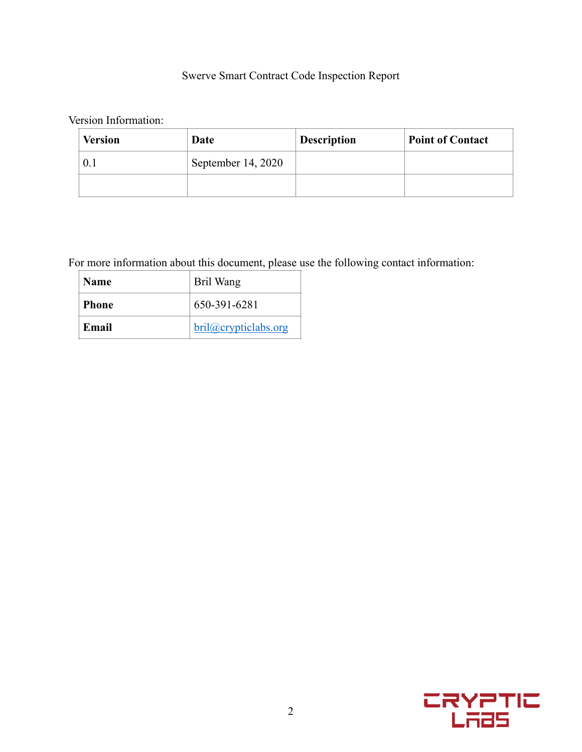Swerve Smart Contract Code Inspection Report

Version Information:

| Version | Date | Description | Point of Contact |
|---|---|---|---|
| 0.1 | September 14, 2020 | | |
| | | | |

For more information about this document, please use the following contact information:

| **Name** | Bril Wang |
|---|---|
| **Phone** | 650-391-6281 |
| **Email** | bril@crypticlabs.org |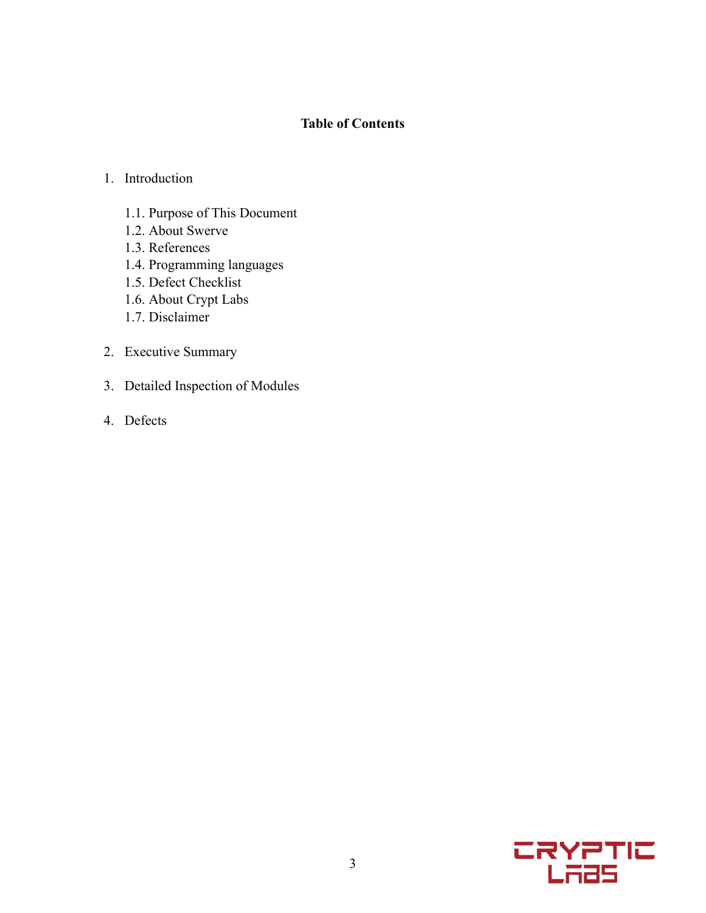**Table of Contents**

1. Introduction

   1.1. Purpose of This Document
   1.2. About Swerve
   1.3. References
   1.4. Programming languages
   1.5. Defect Checklist
   1.6. About Crypt Labs
   1.7. Disclaimer

2. Executive Summary

3. Detailed Inspection of Modules

4. Defects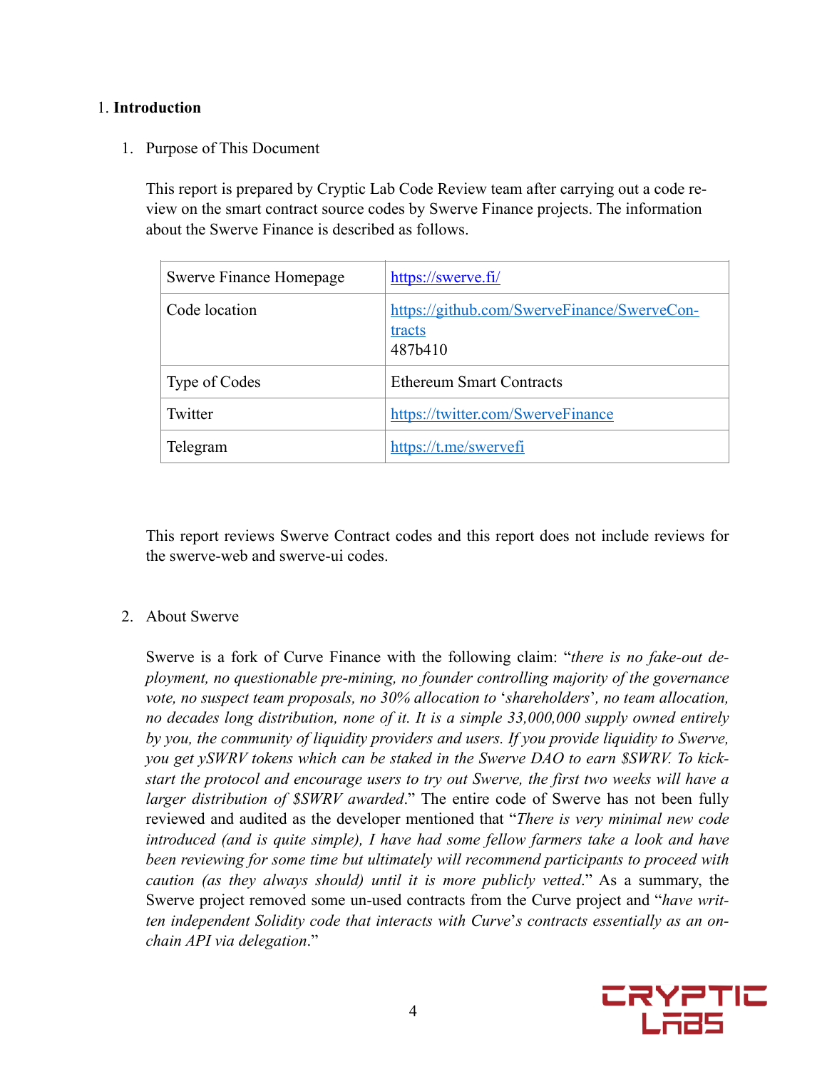1. **Introduction**

   1. Purpose of This Document

      This report is prepared by Cryptic Lab Code Review team after carrying out a code review on the smart contract source codes by Swerve Finance projects. The information about the Swerve Finance is described as follows.

      | Swerve Finance Homepage | https://swerve.fi/ |
      |---|---|
      | Code location | https://github.com/SwerveFinance/SwerveContracts<br>487b410 |
      | Type of Codes | Ethereum Smart Contracts |
      | Twitter | https://twitter.com/SwerveFinance |
      | Telegram | https://t.me/swervefi |

      This report reviews Swerve Contract codes and this report does not include reviews for the swerve-web and swerve-ui codes.

   2. About Swerve

      Swerve is a fork of Curve Finance with the following claim: "*there is no fake-out deployment, no questionable pre-mining, no founder controlling majority of the governance vote, no suspect team proposals, no 30% allocation to* '*shareholders*'*, no team allocation, no decades long distribution, none of it. It is a simple 33,000,000 supply owned entirely by you, the community of liquidity providers and users. If you provide liquidity to Swerve, you get ySWRV tokens which can be staked in the Swerve DAO to earn $SWRV. To kick-start the protocol and encourage users to try out Swerve, the first two weeks will have a larger distribution of $SWRV awarded*." The entire code of Swerve has not been fully reviewed and audited as the developer mentioned that "*There is very minimal new code introduced (and is quite simple), I have had some fellow farmers take a look and have been reviewing for some time but ultimately will recommend participants to proceed with caution (as they always should) until it is more publicly vetted*." As a summary, the Swerve project removed some un-used contracts from the Curve project and "*have written independent Solidity code that interacts with Curve*'*s contracts essentially as an on-chain API via delegation*."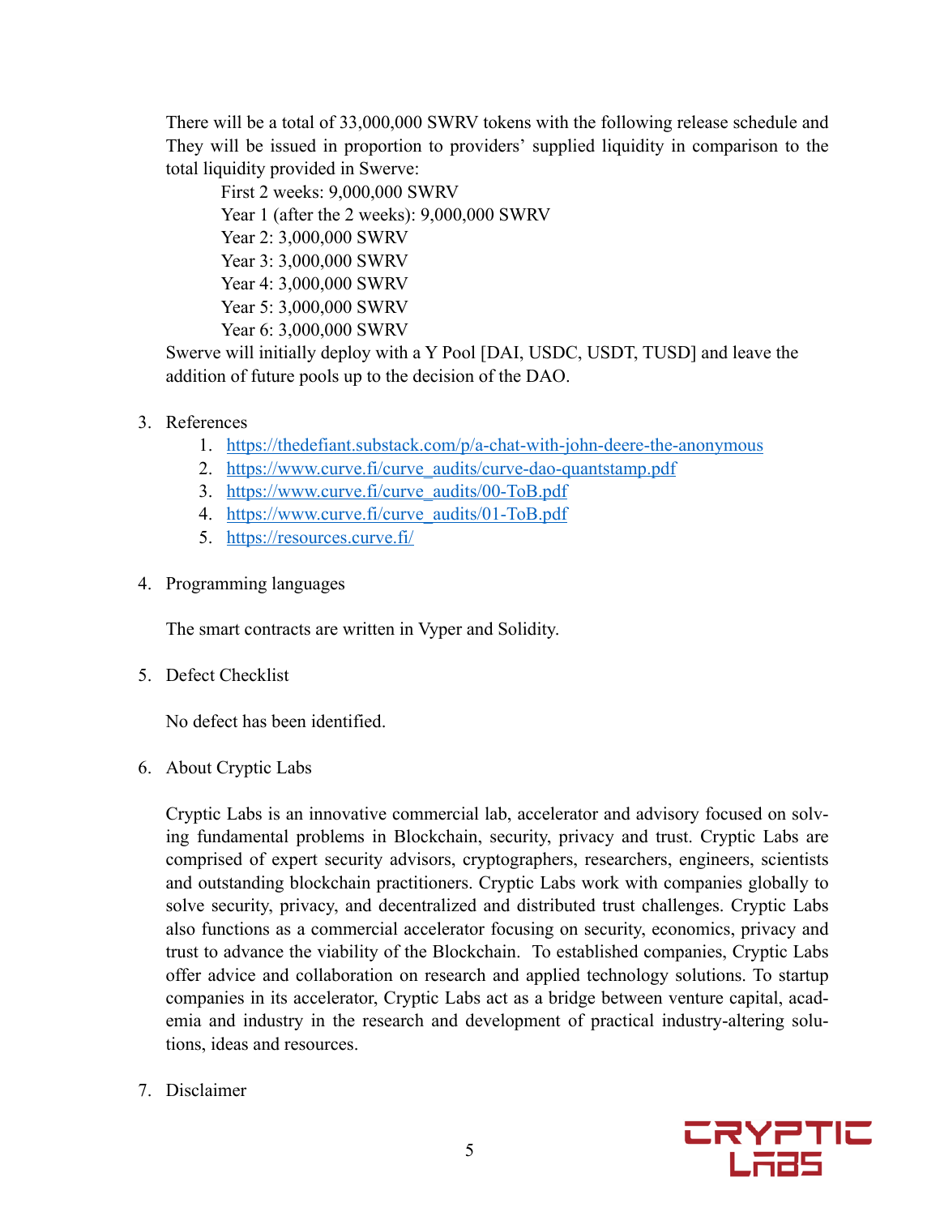There will be a total of 33,000,000 SWRV tokens with the following release schedule and They will be issued in proportion to providers' supplied liquidity in comparison to the total liquidity provided in Swerve:

First 2 weeks: 9,000,000 SWRV
Year 1 (after the 2 weeks): 9,000,000 SWRV
Year 2: 3,000,000 SWRV
Year 3: 3,000,000 SWRV
Year 4: 3,000,000 SWRV
Year 5: 3,000,000 SWRV
Year 6: 3,000,000 SWRV

Swerve will initially deploy with a Y Pool [DAI, USDC, USDT, TUSD] and leave the addition of future pools up to the decision of the DAO.

3. References
    1. https://thedefiant.substack.com/p/a-chat-with-john-deere-the-anonymous
    2. https://www.curve.fi/curve_audits/curve-dao-quantstamp.pdf
    3. https://www.curve.fi/curve_audits/00-ToB.pdf
    4. https://www.curve.fi/curve_audits/01-ToB.pdf
    5. https://resources.curve.fi/

4. Programming languages

    The smart contracts are written in Vyper and Solidity.

5. Defect Checklist

    No defect has been identified.

6. About Cryptic Labs

    Cryptic Labs is an innovative commercial lab, accelerator and advisory focused on solving fundamental problems in Blockchain, security, privacy and trust. Cryptic Labs are comprised of expert security advisors, cryptographers, researchers, engineers, scientists and outstanding blockchain practitioners. Cryptic Labs work with companies globally to solve security, privacy, and decentralized and distributed trust challenges. Cryptic Labs also functions as a commercial accelerator focusing on security, economics, privacy and trust to advance the viability of the Blockchain. To established companies, Cryptic Labs offer advice and collaboration on research and applied technology solutions. To startup companies in its accelerator, Cryptic Labs act as a bridge between venture capital, academia and industry in the research and development of practical industry-altering solutions, ideas and resources.

7. Disclaimer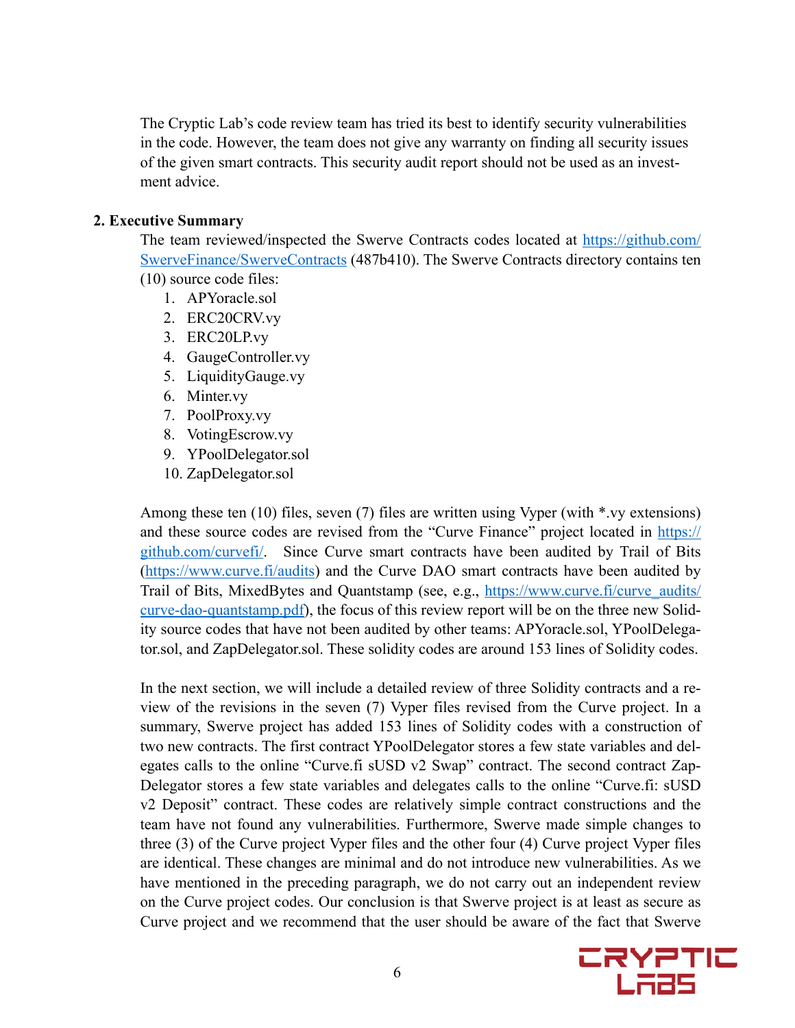The Cryptic Lab's code review team has tried its best to identify security vulnerabilities in the code. However, the team does not give any warranty on finding all security issues of the given smart contracts. This security audit report should not be used as an investment advice.

## 2. Executive Summary

The team reviewed/inspected the Swerve Contracts codes located at [https://github.com/SwerveFinance/SwerveContracts](https://github.com/SwerveFinance/SwerveContracts) (487b410). The Swerve Contracts directory contains ten (10) source code files:

1. APYoracle.sol
2. ERC20CRV.vy
3. ERC20LP.vy
4. GaugeController.vy
5. LiquidityGauge.vy
6. Minter.vy
7. PoolProxy.vy
8. VotingEscrow.vy
9. YPoolDelegator.sol
10. ZapDelegator.sol

Among these ten (10) files, seven (7) files are written using Vyper (with *.vy extensions) and these source codes are revised from the "Curve Finance" project located in [https://github.com/curvefi/](https://github.com/curvefi/). Since Curve smart contracts have been audited by Trail of Bits ([https://www.curve.fi/audits](https://www.curve.fi/audits)) and the Curve DAO smart contracts have been audited by Trail of Bits, MixedBytes and Quantstamp (see, e.g., [https://www.curve.fi/curve_audits/curve-dao-quantstamp.pdf](https://www.curve.fi/curve_audits/curve-dao-quantstamp.pdf)), the focus of this review report will be on the three new Solidity source codes that have not been audited by other teams: APYoracle.sol, YPoolDelegator.sol, and ZapDelegator.sol. These solidity codes are around 153 lines of Solidity codes.

In the next section, we will include a detailed review of three Solidity contracts and a review of the revisions in the seven (7) Vyper files revised from the Curve project. In a summary, Swerve project has added 153 lines of Solidity codes with a construction of two new contracts. The first contract YPoolDelegator stores a few state variables and delegates calls to the online "Curve.fi sUSD v2 Swap" contract. The second contract ZapDelegator stores a few state variables and delegates calls to the online "Curve.fi: sUSD v2 Deposit" contract. These codes are relatively simple contract constructions and the team have not found any vulnerabilities. Furthermore, Swerve made simple changes to three (3) of the Curve project Vyper files and the other four (4) Curve project Vyper files are identical. These changes are minimal and do not introduce new vulnerabilities. As we have mentioned in the preceding paragraph, we do not carry out an independent review on the Curve project codes. Our conclusion is that Swerve project is at least as secure as Curve project and we recommend that the user should be aware of the fact that Swerve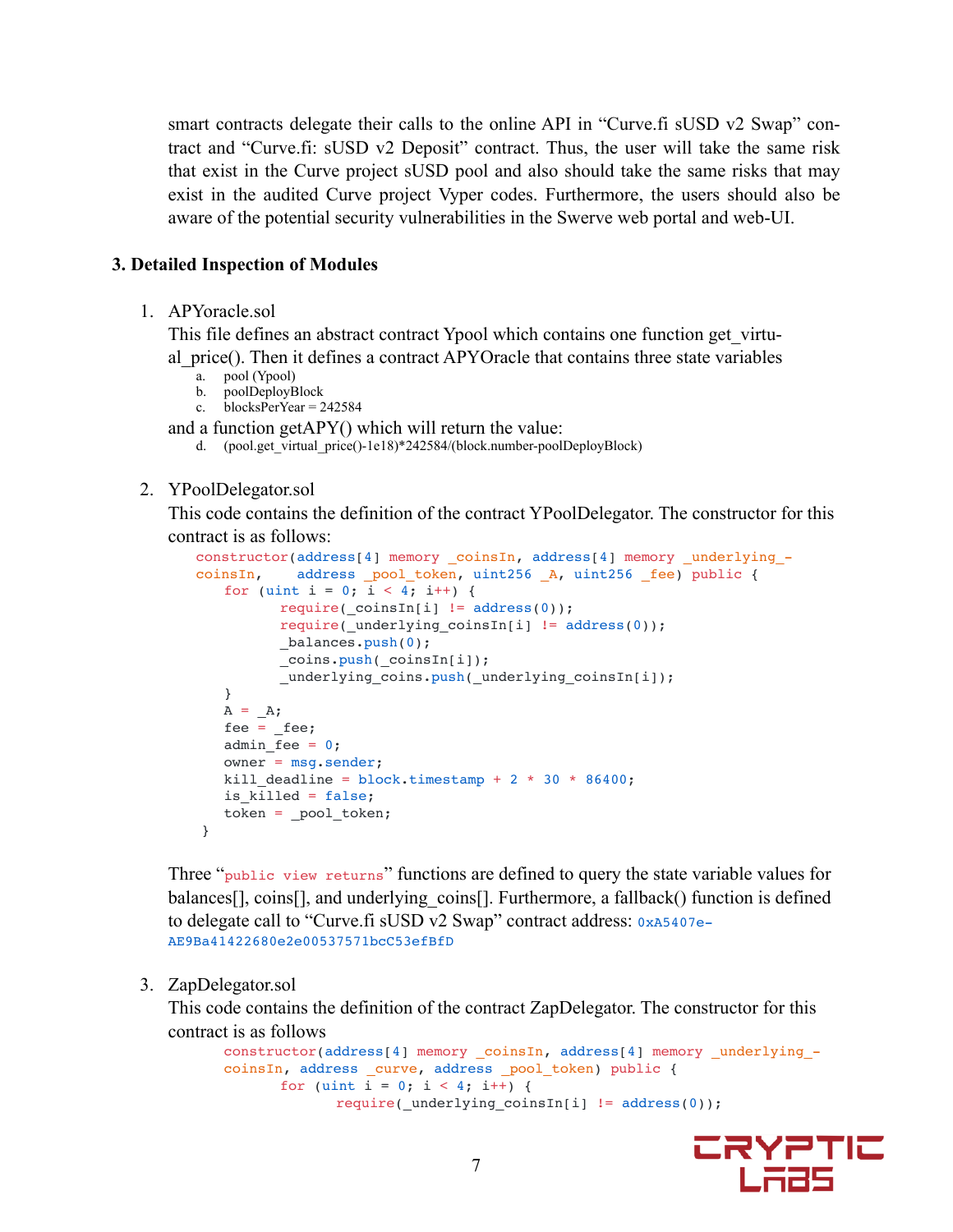smart contracts delegate their calls to the online API in "Curve.fi sUSD v2 Swap" contract and "Curve.fi: sUSD v2 Deposit" contract. Thus, the user will take the same risk that exist in the Curve project sUSD pool and also should take the same risks that may exist in the audited Curve project Vyper codes. Furthermore, the users should also be aware of the potential security vulnerabilities in the Swerve web portal and web-UI.

### 3. Detailed Inspection of Modules

1. APYoracle.sol

   This file defines an abstract contract Ypool which contains one function get_virtual_price(). Then it defines a contract APYOracle that contains three state variables

   a. pool (Ypool)
   b. poolDeployBlock
   c. blocksPerYear = 242584

   and a function getAPY() which will return the value:

   d. (pool.get_virtual_price()-1e18)*242584/(block.number-poolDeployBlock)

2. YPoolDelegator.sol

   This code contains the definition of the contract YPoolDelegator. The constructor for this contract is as follows:

```
constructor(address[4] memory _coinsIn, address[4] memory _underlying_coinsIn,    address _pool_token, uint256 _A, uint256 _fee) public {
    for (uint i = 0; i < 4; i++) {
          require(_coinsIn[i] != address(0));
          require(_underlying_coinsIn[i] != address(0));
          _balances.push(0);
          _coins.push(_coinsIn[i]);
          _underlying_coins.push(_underlying_coinsIn[i]);
    }
    A = _A;
    fee = _fee;
    admin_fee = 0;
    owner = msg.sender;
    kill_deadline = block.timestamp + 2 * 30 * 86400;
    is_killed = false;
    token = _pool_token;
 }
```

   Three "`public view returns`" functions are defined to query the state variable values for balances[], coins[], and underlying_coins[]. Furthermore, a fallback() function is defined to delegate call to "Curve.fi sUSD v2 Swap" contract address: `0xA5407eAE9Ba41422680e2e00537571bcC53efBfD`

3. ZapDelegator.sol

   This code contains the definition of the contract ZapDelegator. The constructor for this contract is as follows

```
constructor(address[4] memory _coinsIn, address[4] memory _underlying_coinsIn, address _curve, address _pool_token) public {
      for (uint i = 0; i < 4; i++) {
            require(_underlying_coinsIn[i] != address(0));
```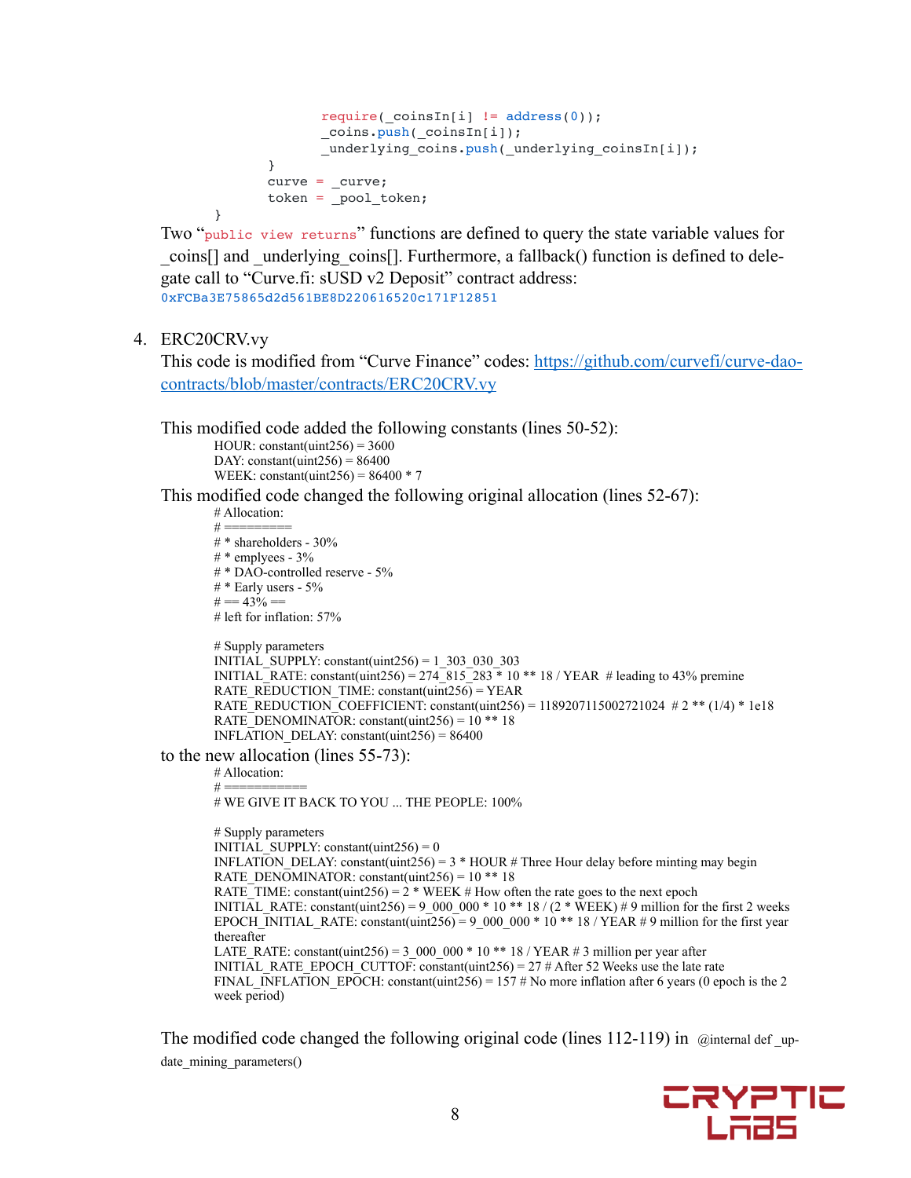```
                require(_coinsIn[i] != address(0));
                _coins.push(_coinsIn[i]);
                _underlying_coins.push(_underlying_coinsIn[i]);
            }
            curve = _curve;
            token = _pool_token;
        }
```

Two "`public view returns`" functions are defined to query the state variable values for _coins[] and _underlying_coins[]. Furthermore, a fallback() function is defined to delegate call to "Curve.fi: sUSD v2 Deposit" contract address: `0xFCBa3E75865d2d561BE8D220616520c171F12851`

4. ERC20CRV.vy

   This code is modified from "Curve Finance" codes: [https://github.com/curvefi/curve-dao-contracts/blob/master/contracts/ERC20CRV.vy](https://github.com/curvefi/curve-dao-contracts/blob/master/contracts/ERC20CRV.vy)

   This modified code added the following constants (lines 50-52):

```
HOUR: constant(uint256) = 3600
DAY: constant(uint256) = 86400
WEEK: constant(uint256) = 86400 * 7
```

   This modified code changed the following original allocation (lines 52-67):

```
# Allocation:
# =========
# * shareholders - 30%
# * emplyees - 3%
# * DAO-controlled reserve - 5%
# * Early users - 5%
# == 43% ==
# left for inflation: 57%

# Supply parameters
INITIAL_SUPPLY: constant(uint256) = 1_303_030_303
INITIAL_RATE: constant(uint256) = 274_815_283 * 10 ** 18 / YEAR  # leading to 43% premine
RATE_REDUCTION_TIME: constant(uint256) = YEAR
RATE_REDUCTION_COEFFICIENT: constant(uint256) = 1189207115002721024  # 2 ** (1/4) * 1e18
RATE_DENOMINATOR: constant(uint256) = 10 ** 18
INFLATION_DELAY: constant(uint256) = 86400
```

   to the new allocation (lines 55-73):

```
# Allocation:
# ==========
# WE GIVE IT BACK TO YOU ... THE PEOPLE: 100%

# Supply parameters
INITIAL_SUPPLY: constant(uint256) = 0
INFLATION_DELAY: constant(uint256) = 3 * HOUR # Three Hour delay before minting may begin
RATE_DENOMINATOR: constant(uint256) = 10 ** 18
RATE_TIME: constant(uint256) = 2 * WEEK # How often the rate goes to the next epoch
INITIAL_RATE: constant(uint256) = 9_000_000 * 10 ** 18 / (2 * WEEK) # 9 million for the first 2 weeks
EPOCH_INITIAL_RATE: constant(uint256) = 9_000_000 * 10 ** 18 / YEAR # 9 million for the first year thereafter
LATE_RATE: constant(uint256) = 3_000_000 * 10 ** 18 / YEAR # 3 million per year after
INITIAL_RATE_EPOCH_CUTTOF: constant(uint256) = 27 # After 52 Weeks use the late rate
FINAL_INFLATION_EPOCH: constant(uint256) = 157 # No more inflation after 6 years (0 epoch is the 2 week period)
```

   The modified code changed the following original code (lines 112-119) in @internal def _update_mining_parameters()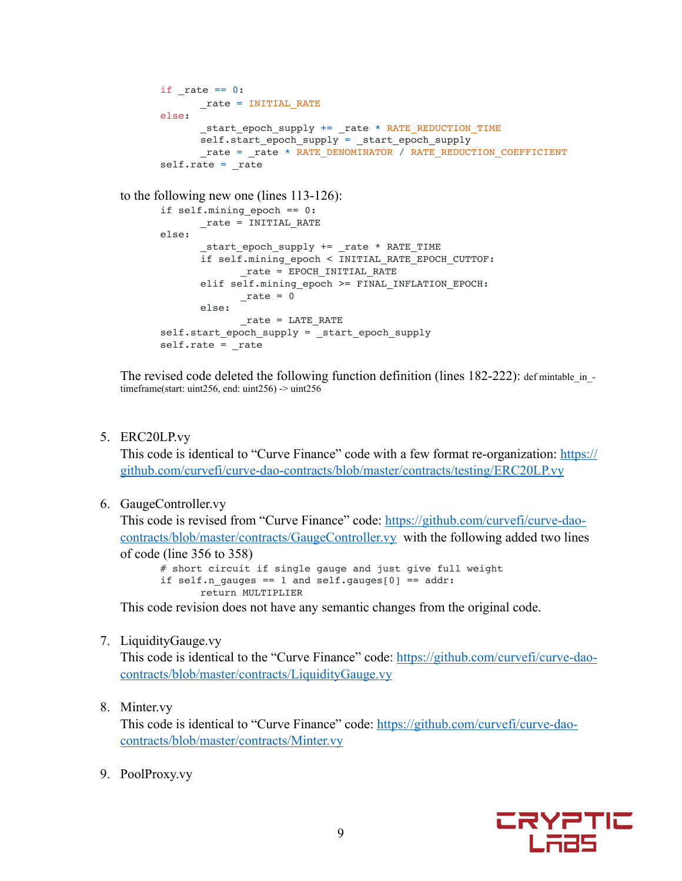```
if _rate == 0:
       _rate = INITIAL_RATE
else:
       _start_epoch_supply += _rate * RATE_REDUCTION_TIME
       self.start_epoch_supply = _start_epoch_supply
       _rate = _rate * RATE_DENOMINATOR / RATE_REDUCTION_COEFFICIENT
self.rate = _rate
```

to the following new one (lines 113-126):

```
if self.mining_epoch == 0:
       _rate = INITIAL_RATE
else:
       _start_epoch_supply += _rate * RATE_TIME
       if self.mining_epoch < INITIAL_RATE_EPOCH_CUTTOF:
              _rate = EPOCH_INITIAL_RATE
       elif self.mining_epoch >= FINAL_INFLATION_EPOCH:
              _rate = 0
       else:
              _rate = LATE_RATE
self.start_epoch_supply = _start_epoch_supply
self.rate = _rate
```

The revised code deleted the following function definition (lines 182-222): def mintable_in_timeframe(start: uint256, end: uint256) -> uint256

5. ERC20LP.vy
   This code is identical to "Curve Finance" code with a few format re-organization: https://github.com/curvefi/curve-dao-contracts/blob/master/contracts/testing/ERC20LP.vy

6. GaugeController.vy
   This code is revised from "Curve Finance" code: https://github.com/curvefi/curve-dao-contracts/blob/master/contracts/GaugeController.vy with the following added two lines of code (line 356 to 358)

   ```
   # short circuit if single gauge and just give full weight
   if self.n_gauges == 1 and self.gauges[0] == addr:
          return MULTIPLIER
   ```

   This code revision does not have any semantic changes from the original code.

7. LiquidityGauge.vy
   This code is identical to the "Curve Finance" code: https://github.com/curvefi/curve-dao-contracts/blob/master/contracts/LiquidityGauge.vy

8. Minter.vy
   This code is identical to "Curve Finance" code: https://github.com/curvefi/curve-dao-contracts/blob/master/contracts/Minter.vy

9. PoolProxy.vy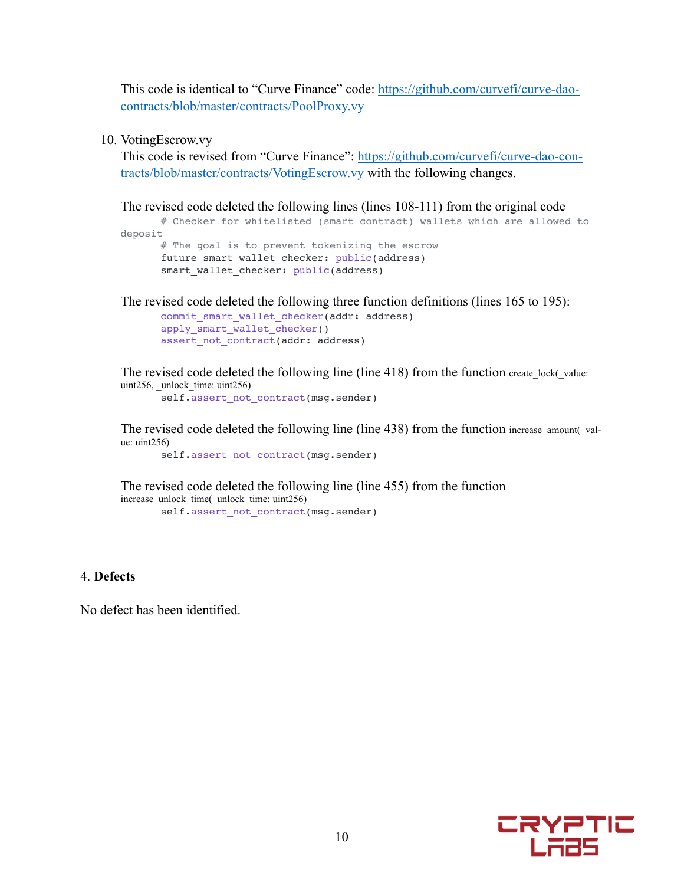This code is identical to “Curve Finance” code: [https://github.com/curvefi/curve-dao-contracts/blob/master/contracts/PoolProxy.vy](https://github.com/curvefi/curve-dao-contracts/blob/master/contracts/PoolProxy.vy)

10. VotingEscrow.vy

    This code is revised from “Curve Finance”: [https://github.com/curvefi/curve-dao-contracts/blob/master/contracts/VotingEscrow.vy](https://github.com/curvefi/curve-dao-contracts/blob/master/contracts/VotingEscrow.vy) with the following changes.

    The revised code deleted the following lines (lines 108-111) from the original code

    ```
    # Checker for whitelisted (smart contract) wallets which are allowed to deposit
    # The goal is to prevent tokenizing the escrow
    future_smart_wallet_checker: public(address)
    smart_wallet_checker: public(address)
    ```

    The revised code deleted the following three function definitions (lines 165 to 195):

    ```
    commit_smart_wallet_checker(addr: address)
    apply_smart_wallet_checker()
    assert_not_contract(addr: address)
    ```

    The revised code deleted the following line (line 418) from the function create_lock(_value: uint256, _unlock_time: uint256)

    ```
    self.assert_not_contract(msg.sender)
    ```

    The revised code deleted the following line (line 438) from the function increase_amount(_value: uint256)

    ```
    self.assert_not_contract(msg.sender)
    ```

    The revised code deleted the following line (line 455) from the function increase_unlock_time(_unlock_time: uint256)

    ```
    self.assert_not_contract(msg.sender)
    ```

## 4. **Defects**

No defect has been identified.